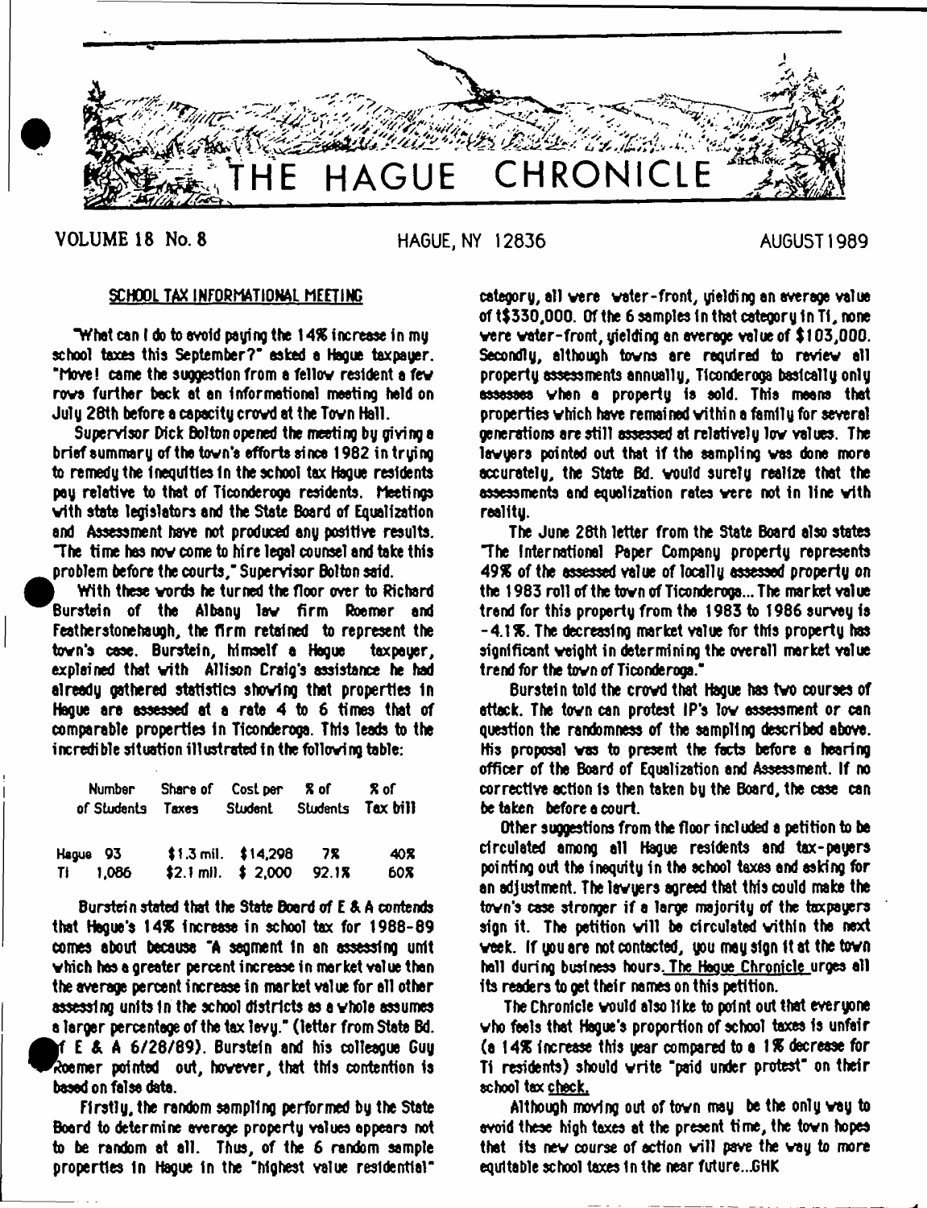# THE HAGUE CHRONICLE

VOLUME 18 No. 8 — HAGUE, NY 12836 — AUGUST 1989

## SCHOOL TAX INFORMATIONAL MEETING

"What can I do to avoid paying the 14% increase in my school taxes this September?" asked a Hague taxpayer. "Move! came the suggestion from a fellow resident a few rows further back at an informational meeting held on July 28th before a capacity crowd at the Town Hall.

Supervisor Dick Bolton opened the meeting by giving a brief summary of the town's efforts since 1982 in trying to remedy the inequities in the school tax Hague residents pay relative to that of Ticonderoga residents. Meetings with state legislators and the State Board of Equalization and Assessment have not produced any positive results. "The time has now come to hire legal counsel and take this problem before the courts," Supervisor Bolton said.

With these words he turned the floor over to Richard Burstein of the Albany law firm Roemer and Featherstonehaugh, the firm retained to represent the town's case. Burstein, himself a Hague taxpayer, explained that with Allison Craig's assistance he had already gathered statistics showing that properties in Hague are assessed at a rate 4 to 6 times that of comparable properties in Ticonderoga. This leads to the incredible situation illustrated in the following table:

| | Number of Students | Share of Taxes | Cost per Student | % of Students | % of Tax bill |
|---|---|---|---|---|---|
| Hague | 93 | $1.3 mil. | $14,298 | 7% | 40% |
| TI | 1,086 | $2.1 mil. | $ 2,000 | 92.1% | 60% |

Burstein stated that the State Board of E & A contends that Hague's 14% increase in school tax for 1988-89 comes about because "A segment in an assessing unit which has a greater percent increase in market value than the average percent increase in market value for all other assessing units in the school districts as a whole assumes a larger percentage of the tax levy." (letter from State Bd. of E & A 6/28/89). Burstein and his colleague Guy Roemer pointed out, however, that this contention is based on false data.

Firstly, the random sampling performed by the State Board to determine average property values appears not to be random at all. Thus, of the 6 random sample properties in Hague in the "highest value residential" category, all were water-front, yielding an average value of $330,000. Of the 6 samples in that category in TI, none were water-front, yielding an average value of $103,000. Secondly, although towns are required to review all property assessments annually, Ticonderoga basically only assesses when a property is sold. This means that properties which have remained within a family for several generations are still assessed at relatively low values. The lawyers pointed out that if the sampling was done more accurately, the State Bd. would surely realize that the assessments and equalization rates were not in line with reality.

The June 28th letter from the State Board also states "The International Paper Company property represents 49% of the assessed value of locally assessed property on the 1983 roll of the town of Ticonderoga... The market value trend for this property from the 1983 to 1986 survey is -4.1%. The decreasing market value for this property has significant weight in determining the overall market value trend for the town of Ticonderoga."

Burstein told the crowd that Hague has two courses of attack. The town can protest IP's low assessment or can question the randomness of the sampling described above. His proposal was to present the facts before a hearing officer of the Board of Equalization and Assessment. If no corrective action is then taken by the Board, the case can be taken before a court.

Other suggestions from the floor included a petition to be circulated among all Hague residents and tax-payers pointing out the inequity in the school taxes and asking for an adjustment. The lawyers agreed that this could make the town's case stronger if a large majority of the taxpayers sign it. The petition will be circulated within the next week. If you are not contacted, you may sign it at the town hall during business hours. The Hague Chronicle urges all its readers to get their names on this petition.

The Chronicle would also like to point out that everyone who feels that Hague's proportion of school taxes is unfair (a 14% increase this year compared to a 1% decrease for Ti residents) should write "paid under protest" on their school tax check.

Although moving out of town may be the only way to avoid these high taxes at the present time, the town hopes that its new course of action will pave the way to more equitable school taxes in the near future...GHK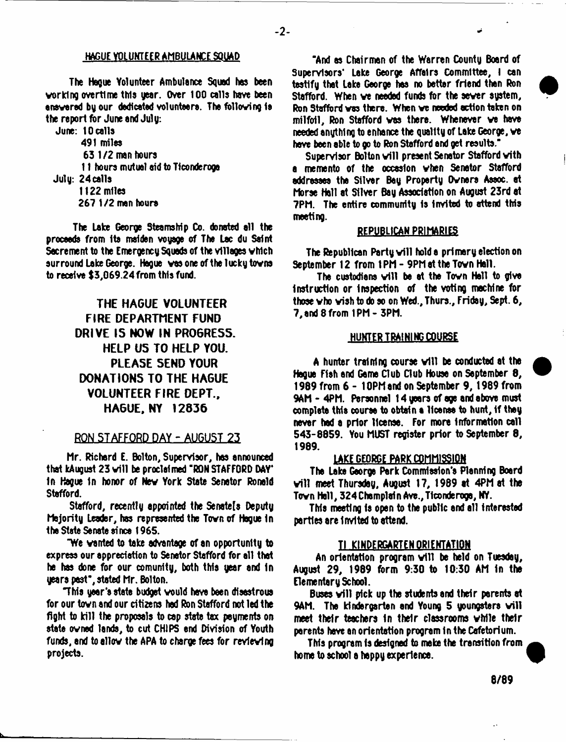## HAGUE VOLUNTEER AMBULANCE SQUAD

The Hague Volunteer Ambulance Squad has been working overtime this year. Over 100 calls have been answered by our dedicated volunteers. The following is the report for June and July:

June: 10 calls
491 miles
63 1/2 man hours
11 hours mutual aid to Ticonderoga

July: 24 calls
1122 miles
267 1/2 man hours

The Lake George Steamship Co. donated all the proceeds from its maiden voyage of The Lac du Saint Sacrement to the Emergency Squads of the villages which surround Lake George. Hague was one of the lucky towns to receive $3,069.24 from this fund.

**THE HAGUE VOLUNTEER FIRE DEPARTMENT FUND DRIVE IS NOW IN PROGRESS. HELP US TO HELP YOU. PLEASE SEND YOUR DONATIONS TO THE HAGUE VOLUNTEER FIRE DEPT., HAGUE, NY 12836**

## RON STAFFORD DAY - AUGUST 23

Mr. Richard E. Bolton, Supervisor, has announced that kAugust 23 will be proclaimed "RON STAFFORD DAY" in Hague in honor of New York State Senator Ronald Stafford.

Stafford, recently appointed the Senate[s Deputy Majority Leader, has represented the Town of Hague in the State Senate since 1965.

"We wanted to take advantage of an opportunity to express our appreciation to Senator Stafford for all that he has done for our comunity, both this year and in years past", stated Mr. Bolton.

"This year's state budget would have been disastrous for our town and our citizens had Ron Stafford not led the fight to kill the proposals to cap state tax payments on state owned lands, to cut CHIPS and Division of Youth funds, and to allow the APA to charge fees for reviewing projects.

"And as Chairman of the Warren County Board of Supervisors' Lake George Affairs Committee, I can testify that Lake George has no better friend than Ron Stafford. When we needed funds for the sewer system, Ron Stafford was there. When we needed action taken on milfoil, Ron Stafford was there. Whenever we have needed anything to enhance the quality of Lake George, we have been able to go to Ron Stafford and get results."

Supervisor Bolton will present Senator Stafford with a memento of the occasion when Senator Stafford addresses the Silver Bay Property Owners Assoc. at Morse Hall at Silver Bay Association on August 23rd at 7PM. The entire community is invited to attend this meeting.

## REPUBLICAN PRIMARIES

The Republican Party will hold a primary election on September 12 from 1PM - 9PM at the Town Hall.

The custodians will be at the Town Hall to give instruction or inspection of the voting machine for those who wish to do so on Wed., Thurs., Friday, Sept. 6, 7, and 8 from 1PM - 3PM.

## HUNTER TRAINING COURSE

A hunter training course will be conducted at the Hague Fish and Game Club Club House on September 8, 1989 from 6 - 10PM and on September 9, 1989 from 9AM - 4PM. Personnel 14 years of age and above must complete this course to obtain a license to hunt, if they never had a prior license. For more information call 543-8859. You MUST register prior to September 8, 1989.

## LAKE GEORGE PARK COMMISSION

The Lake George Park Commission's Planning Board will meet Thursday, August 17, 1989 at 4PM at the Town Hall, 324 Champlain Ave., Ticonderoga, NY.

This meeting is open to the public and all interested parties are invited to attend.

## TI KINDERGARTEN ORIENTATION

An orientation program will be held on Tuesday, August 29, 1989 form 9:30 to 10:30 AM in the Elementary School.

Buses will pick up the students and their parents at 9AM. The kindergarten and Young 5 youngsters will meet their teachers in their classrooms while their parents have an orientation program in the Cafetorium.

This program is designed to make the transition from home to school a happy experience.

8/89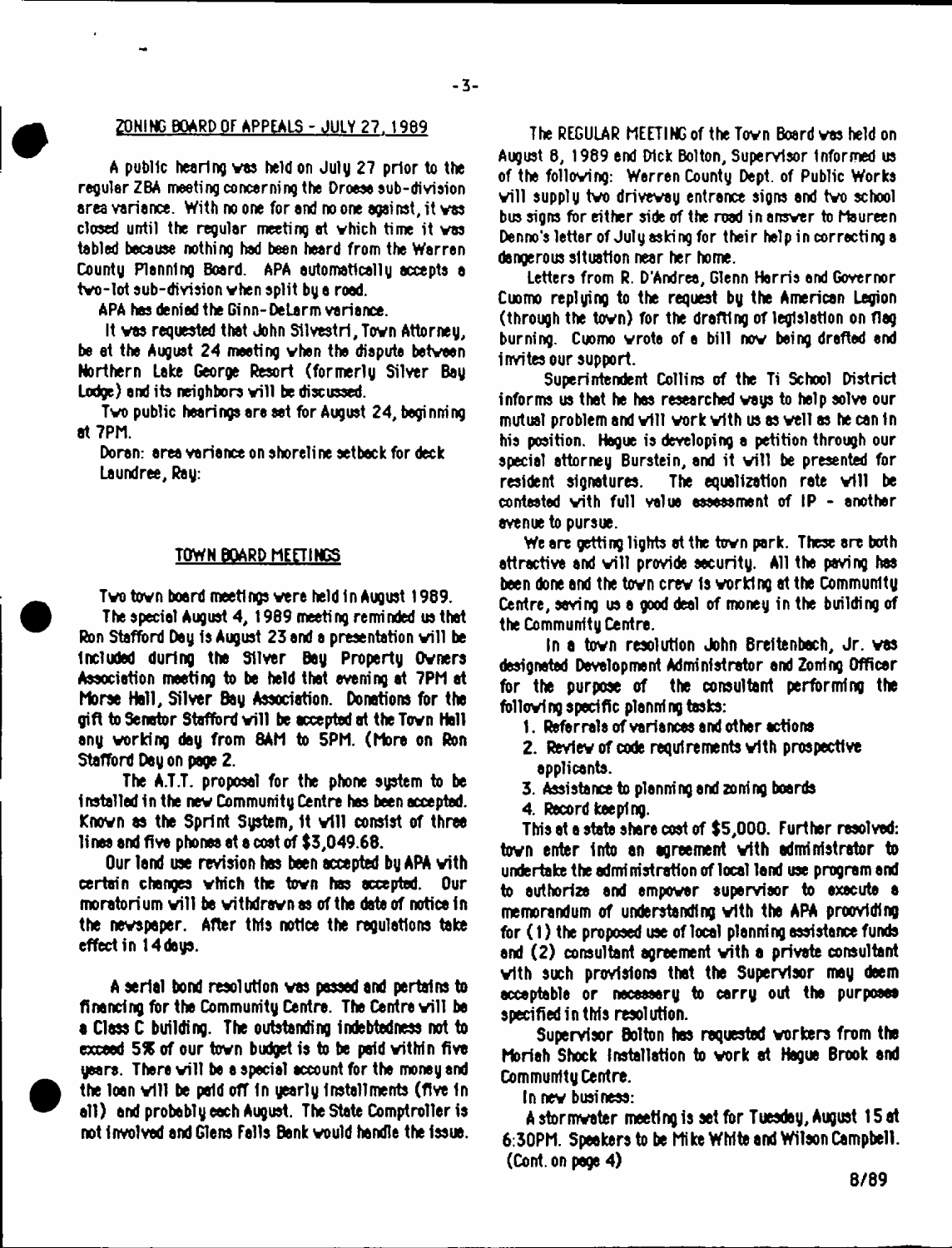## ZONING BOARD OF APPEALS - JULY 27, 1989

A public hearing was held on July 27 prior to the regular ZBA meeting concerning the Droese sub-division area variance. With no one for and no one against, it was closed until the regular meeting at which time it was tabled because nothing had been heard from the Warren County Planning Board. APA automatically accepts a two-lot sub-division when split by a road.

APA has denied the Ginn-DeLarm variance.

It was requested that John Silvestri, Town Attorney, be at the August 24 meeting when the dispute between Northern Lake George Resort (formerly Silver Bay Lodge) and its neighbors will be discussed.

Two public hearings are set for August 24, beginning at 7PM.

Doran: area variance on shoreline setback for deck
Laundree, Ray:

## TOWN BOARD MEETINGS

Two town board meetings were held in August 1989.

The special August 4, 1989 meeting reminded us that Ron Stafford Day is August 23 and a presentation will be included during the Silver Bay Property Owners Association meeting to be held that evening at 7PM at Morse Hall, Silver Bay Association. Donations for the gift to Senator Stafford will be accepted at the Town Hall any working day from 8AM to 5PM. (More on Ron Stafford Day on page 2.

The A.T.T. proposal for the phone system to be installed in the new Community Centre has been accepted. Known as the Sprint System, it will consist of three lines and five phones at a cost of $3,049.68.

Our land use revision has been accepted by APA with certain changes which the town has accepted. Our moratorium will be withdrawn as of the date of notice in the newspaper. After this notice the regulations take effect in 14 days.

A serial bond resolution was passed and pertains to financing for the Community Centre. The Centre will be a Class C building. The outstanding indebtedness not to exceed 5% of our town budget is to be paid within five years. There will be a special account for the money and the loan will be paid off in yearly installments (five in all) and probably each August. The State Comptroller is not involved and Glens Falls Bank would handle the issue.

The REGULAR MEETING of the Town Board was held on August 8, 1989 and Dick Bolton, Supervisor informed us of the following: Warren County Dept. of Public Works will supply two driveway entrance signs and two school bus signs for either side of the road in answer to Maureen Denno's letter of July asking for their help in correcting a dangerous situation near her home.

Letters from R. D'Andrea, Glenn Harris and Governor Cuomo replying to the request by the American Legion (through the town) for the drafting of legislation on flag burning. Cuomo wrote of a bill now being drafted and invites our support.

Superintendent Collins of the Ti School District informs us that he has researched ways to help solve our mutual problem and will work with us as well as he can in his position. Hague is developing a petition through our special attorney Burstein, and it will be presented for resident signatures. The equalization rate will be contested with full value assessment of IP - another avenue to pursue.

We are getting lights at the town park. These are both attractive and will provide security. All the paving has been done and the town crew is working at the Community Centre, saving us a good deal of money in the building of the Community Centre.

In a town resolution John Breitenbach, Jr. was designated Development Administrator and Zoning Officer for the purpose of the consultant performing the following specific planning tasks:

1. Referrals of variances and other actions
2. Review of code requirements with prospective applicants.
3. Assistance to planning and zoning boards
4. Record keeping.

This at a state share cost of $5,000. Further resolved: town enter into an agreement with administrator to undertake the administration of local land use program and to authorize and empower supervisor to execute a memorandum of understanding with the APA proividing for (1) the proposed use of local planning assistance funds and (2) consultant agreement with a private consultant with such provisions that the Supervisor may deem acceptable or necessary to carry out the purposes specified in this resolution.

Supervisor Bolton has requested workers from the Moriah Shock Installation to work at Hague Brook and Community Centre.

In new business:

A stormwater meeting is set for Tuesday, August 15 at 6:30PM. Speakers to be Mike White and Wilson Campbell. (Cont. on page 4)

8/89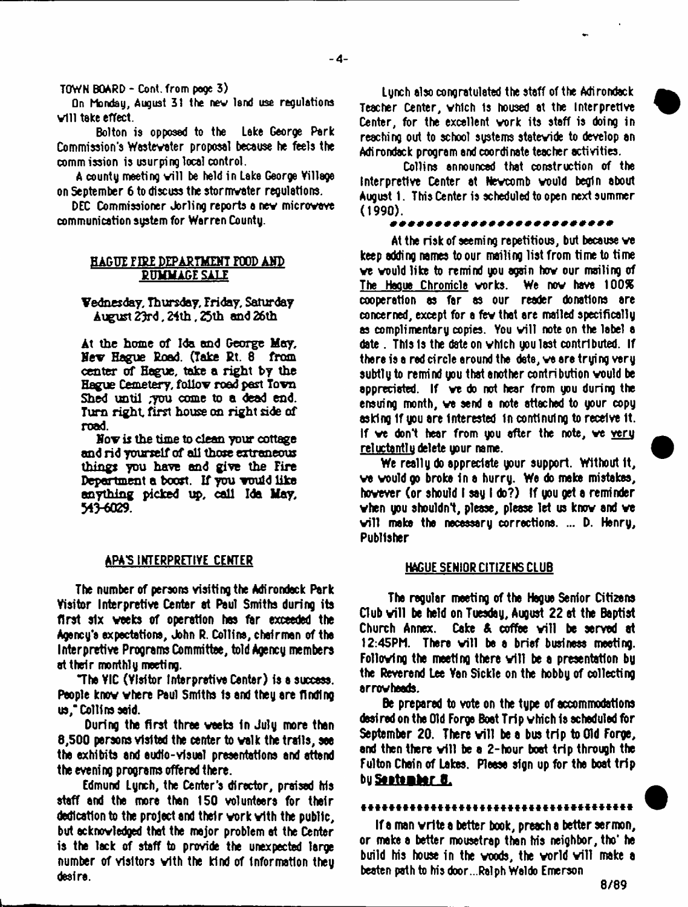TOWN BOARD - Cont. from page 3)

On Monday, August 31 the new land use regulations will take effect.

Bolton is opposed to the Lake George Park Commission's Wastewater proposal because he feels the commission is usurping local control.

A county meeting will be held in Lake George Village on September 6 to discuss the stormwater regulations.

DEC Commissioner Jorling reports a new microwave communication system for Warren County.

## HAGUE FIRE DEPARTMENT FOOD AND RUMMAGE SALE

Wednesday, Thursday, Friday, Saturday August 23rd, 24th, 25th and 26th

At the home of Ida and George May, New Hague Road. (Take Rt. 8 from center of Hague, take a right by the Hague Cemetery, follow road past Town Shed until ;you come to a dead end. Turn right, first house on right side of road.

Now is the time to clean your cottage and rid yourself of all those extraneous things you have and give the Fire Department a boost. If you would like anything picked up, call Ida May, 543-6029.

## APA'S INTERPRETIVE CENTER

The number of persons visiting the Adirondack Park Visitor Interpretive Center at Paul Smiths during its first six weeks of operation has far exceeded the Agency's expectations, John R. Collins, chairman of the Interpretive Programs Committee, told Agency members at their monthly meeting.

"The VIC (Visitor Interpretive Center) is a success. People know where Paul Smiths is and they are finding us," Collins said.

During the first three weeks in July more than 8,500 persons visited the center to walk the trails, see the exhibits and audio-visual presentations and attend the evening programs offered there.

Edmund Lynch, the Center's director, praised his staff and the more than 150 volunteers for their dedication to the project and their work with the public, but acknowledged that the major problem at the Center is the lack of staff to provide the unexpected large number of visitors with the kind of information they desire.

Lynch also congratulated the staff of the Adirondack Teacher Center, which is housed at the Interpretive Center, for the excellent work its staff is doing in reaching out to school systems statewide to develop an Adirondack program and coordinate teacher activities.

Collins announced that construction of the Interpretive Center at Newcomb would begin about August 1. This Center is scheduled to open next summer (1990).

\*\*\*\*\*\*\*\*\*\*\*\*\*\*\*\*\*\*\*\*\*\*\*\*\*

At the risk of seeming repetitious, but because we keep adding names to our mailing list from time to time we would like to remind you again how our mailing of The Hague Chronicle works. We now have 100% cooperation as far as our reader donations are concerned, except for a few that are mailed specifically as complimentary copies. You will note on the label a date. This is the date on which you last contributed. If there is a red circle around the date, we are trying very subtly to remind you that another contribution would be appreciated. If we do not hear from you during the ensuing month, we send a note attached to your copy asking if you are interested in continuing to receive it. If we don't hear from you after the note, we very reluctantly delete your name.

We really do appreciate your support. Without it, we would go broke in a hurry. We do make mistakes, however (or should I say I do?) If you get a reminder when you shouldn't, please, please let us know and we will make the necessary corrections. ... D. Henry, Publisher

## HAGUE SENIOR CITIZENS CLUB

The regular meeting of the Hague Senior Citizens Club will be held on Tuesday, August 22 at the Baptist Church Annex. Cake & coffee will be served at 12:45PM. There will be a brief business meeting. Following the meeting there will be a presentation by the Reverend Lee Van Sickle on the hobby of collecting arrowheads.

Be prepared to vote on the type of accommodations desired on the Old Forge Boat Trip which is scheduled for September 20. There will be a bus trip to Old Forge, and then there will be a 2-hour boat trip through the Fulton Chain of Lakes. Please sign up for the boat trip by **September 8.**

\*\*\*\*\*\*\*\*\*\*\*\*\*\*\*\*\*\*\*\*\*\*\*\*\*\*\*\*\*\*\*\*\*\*\*\*\*\*\*\*

If a man write a better book, preach a better sermon, or make a better mousetrap than his neighbor, tho' he build his house in the woods, the world will make a beaten path to his door...Ralph Waldo Emerson

8/89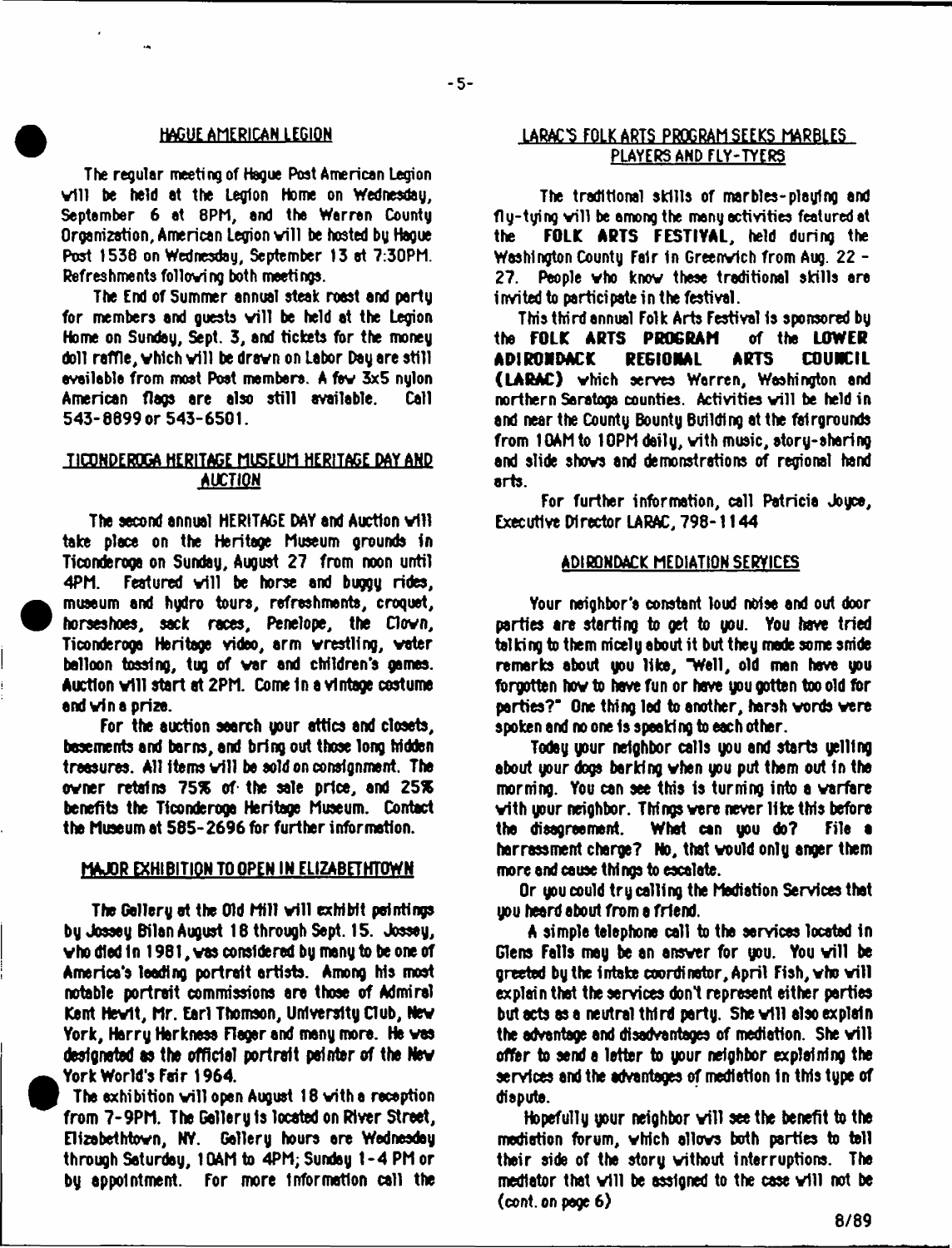## HAGUE AMERICAN LEGION

The regular meeting of Hague Post American Legion will be held at the Legion Home on Wednesday, September 6 at 8PM, and the Warren County Organization, American Legion will be hosted by Hague Post 1538 on Wednesday, September 13 at 7:30PM. Refreshments following both meetings.

The End of Summer annual steak roast and party for members and guests will be held at the Legion Home on Sunday, Sept. 3, and tickets for the money doll raffle, which will be drawn on Labor Day are still available from most Post members. A few 3x5 nylon American flags are also still available. Call 543-8899 or 543-6501.

## TICONDEROGA HERITAGE MUSEUM HERITAGE DAY AND AUCTION

The second annual HERITAGE DAY and Auction will take place on the Heritage Museum grounds in Ticonderoga on Sunday, August 27 from noon until 4PM. Featured will be horse and buggy rides, museum and hydro tours, refreshments, croquet, horseshoes, sack races, Penelope, the Clown, Ticonderoga Heritage video, arm wrestling, water balloon tossing, tug of war and children's games. Auction will start at 2PM. Come in a vintage costume and win a prize.

For the auction search your attics and closets, basements and barns, and bring out those long hidden treasures. All items will be sold on consignment. The owner retains 75% of the sale price, and 25% benefits the Ticonderoga Heritage Museum. Contact the Museum at 585-2696 for further information.

## MAJOR EXHIBITION TO OPEN IN ELIZABETHTOWN

The Gallery at the Old Mill will exhibit paintings by Jossey Bilan August 18 through Sept. 15. Jossey, who died in 1981, was considered by many to be one of America's leading portrait artists. Among his most notable portrait commissions are those of Admiral Kent Hewit, Mr. Earl Thomson, University Club, New York, Harry Harkness Flager and many more. He was designated as the official portrait painter of the New York World's Fair 1964.

The exhibition will open August 18 with a reception from 7-9PM. The Gallery is located on River Street, Elizabethtown, NY. Gallery hours are Wednesday through Saturday, 10AM to 4PM; Sunday 1-4 PM or by appointment. For more information call the

## LARAC'S FOLK ARTS PROGRAM SEEKS MARBLES PLAYERS AND FLY-TYERS

The traditional skills of marbles-playing and fly-tying will be among the many activities featured at the **FOLK ARTS FESTIVAL**, held during the Washington County Fair in Greenwich from Aug. 22 - 27. People who know these traditional skills are invited to participate in the festival.

This third annual Folk Arts Festival is sponsored by the **FOLK ARTS PROGRAM** of the **LOWER ADIRONDACK REGIONAL ARTS COUNCIL (LARAC)** which serves Warren, Washington and northern Saratoga counties. Activities will be held in and near the County Bounty Building at the fairgrounds from 10AM to 10PM daily, with music, story-sharing and slide shows and demonstrations of regional hand arts.

For further information, call Patricia Joyce, Executive Director LARAC, 798-1144

## ADIRONDACK MEDIATION SERVICES

Your neighbor's constant loud noise and out door parties are starting to get to you. You have tried talking to them nicely about it but they made some snide remarks about you like, "Well, old man have you forgotten how to have fun or have you gotten too old for parties?" One thing led to another, harsh words were spoken and no one is speaking to each other.

Today your neighbor calls you and starts yelling about your dogs barking when you put them out in the morning. You can see this is turning into a warfare with your neighbor. Things were never like this before the disagreement. What can you do? File a harrassment charge? No, that would only anger them more and cause things to escalate.

Or you could try calling the Mediation Services that you heard about from a friend.

A simple telephone call to the services located in Glens Falls may be an answer for you. You will be greeted by the intake coordinator, April Fish, who will explain that the services don't represent either parties but acts as a neutral third party. She will also explain the advantage and disadvantages of mediation. She will offer to send a letter to your neighbor explaining the services and the advantages of mediation in this type of dispute.

Hopefully your neighbor will see the benefit to the mediation forum, which allows both parties to tell their side of the story without interruptions. The mediator that will be assigned to the case will not be (cont. on page 6)

8/89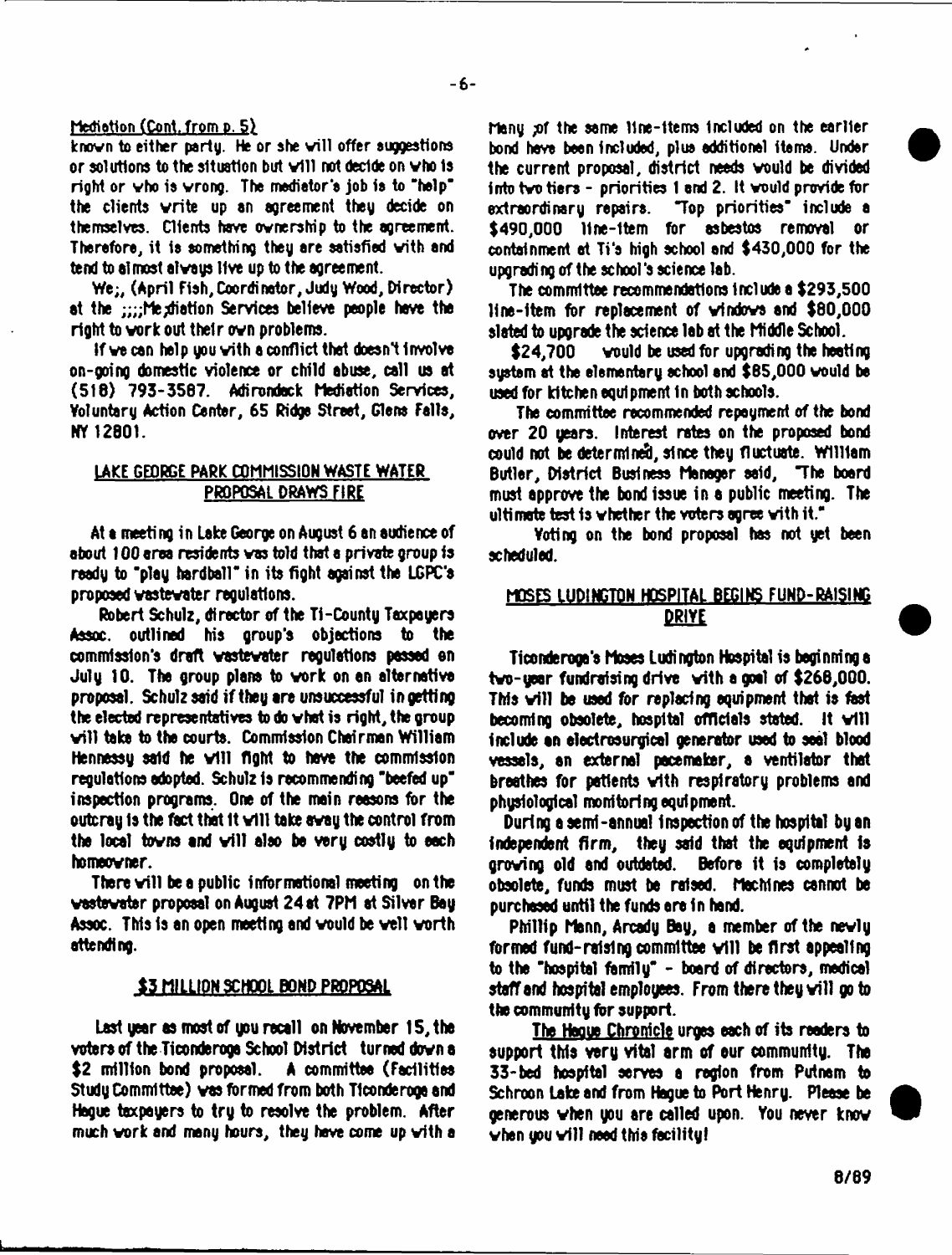Mediation (Cont. from p. 5)

known to either party. He or she will offer suggestions or solutions to the situation but will not decide on who is right or who is wrong. The mediator's job is to "help" the clients write up an agreement they decide on themselves. Clients have ownership to the agreement. Therefore, it is something they are satisfied with and tend to almost always live up to the agreement.

We;, (April Fish, Coordinator, Judy Wood, Director) at the ;;;;Mediation Services believe people have the right to work out their own problems.

If we can help you with a conflict that doesn't involve on-going domestic violence or child abuse, call us at (518) 793-3587. Adirondack Mediation Services, Voluntary Action Center, 65 Ridge Street, Glens Falls, NY 12801.

## LAKE GEORGE PARK COMMISSION WASTE WATER PROPOSAL DRAWS FIRE

At a meeting in Lake George on August 6 an audience of about 100 area residents was told that a private group is ready to "play hardball" in its fight against the LGPC's proposed wastewater regulations.

Robert Schulz, director of the Ti-County Taxpayers Assoc. outlined his group's objections to the commission's draft wastewater regulations passed on July 10. The group plans to work on an alternative proposal. Schulz said if they are unsuccessful in getting the elected representatives to do what is right, the group will take to the courts. Commission Chairman William Hennessy said he will fight to have the commission regulations adopted. Schulz is recommending "beefed up" inspection programs. One of the main reasons for the outcray is the fact that it will take away the control from the local towns and will also be very costly to each homeowner.

There will be a public informational meeting on the wastewater proposal on August 24 at 7PM at Silver Bay Assoc. This is an open meeting and would be well worth attending.

## $3 MILLION SCHOOL BOND PROPOSAL

Last year as most of you recall on November 15, the voters of the Ticonderoga School District turned down a $2 million bond proposal. A committee (Facilities Study Committee) was formed from both Ticonderoga and Hague taxpayers to try to resolve the problem. After much work and many hours, they have come up with a

Many of the same line-items included on the earlier bond have been included, plus additional items. Under the current proposal, district needs would be divided into two tiers - priorities 1 and 2. It would provide for extraordinary repairs. "Top priorities" include a $490,000 line-item for asbestos removal or containment at Ti's high school and $430,000 for the upgrading of the school's science lab.

The committee recommendations include a $293,500 line-item for replacement of windows and $80,000 slated to upgrade the science lab at the Middle School.

$24,700 would be used for upgrading the heating system at the elementary school and $85,000 would be used for kitchen equipment in both schools.

The committee recommended repayment of the bond over 20 years. Interest rates on the proposed bond could not be determined, since they fluctuate. William Butler, District Business Manager said, "The board must approve the bond issue in a public meeting. The ultimate test is whether the voters agree with it."

Voting on the bond proposal has not yet been scheduled.

## MOSES LUDINGTON HOSPITAL BEGINS FUND-RAISING DRIVE

Ticonderoga's Moses Ludington Hospital is beginning a two-year fundraising drive with a goal of $268,000. This will be used for replacing equipment that is fast becoming obsolete, hospital officials stated. It will include an electrosurgical generator used to seal blood vessels, an external pacemaker, a ventilator that breathes for patients with respiratory problems and physiological monitoring equipment.

During a semi-annual inspection of the hospital by an independent firm, they said that the equipment is growing old and outdated. Before it is completely obsolete, funds must be raised. Machines cannot be purchased until the funds are in hand.

Phillip Mann, Arcady Bay, a member of the newly formed fund-raising committee will be first appealing to the "hospital family" - board of directors, medical staff and hospital employees. From there they will go to the community for support.

The Hague Chronicle urges each of its readers to support this very vital arm of our community. The 33-bed hospital serves a region from Putnam to Schroon Lake and from Hague to Port Henry. Please be generous when you are called upon. You never know when you will need this facility!

8/89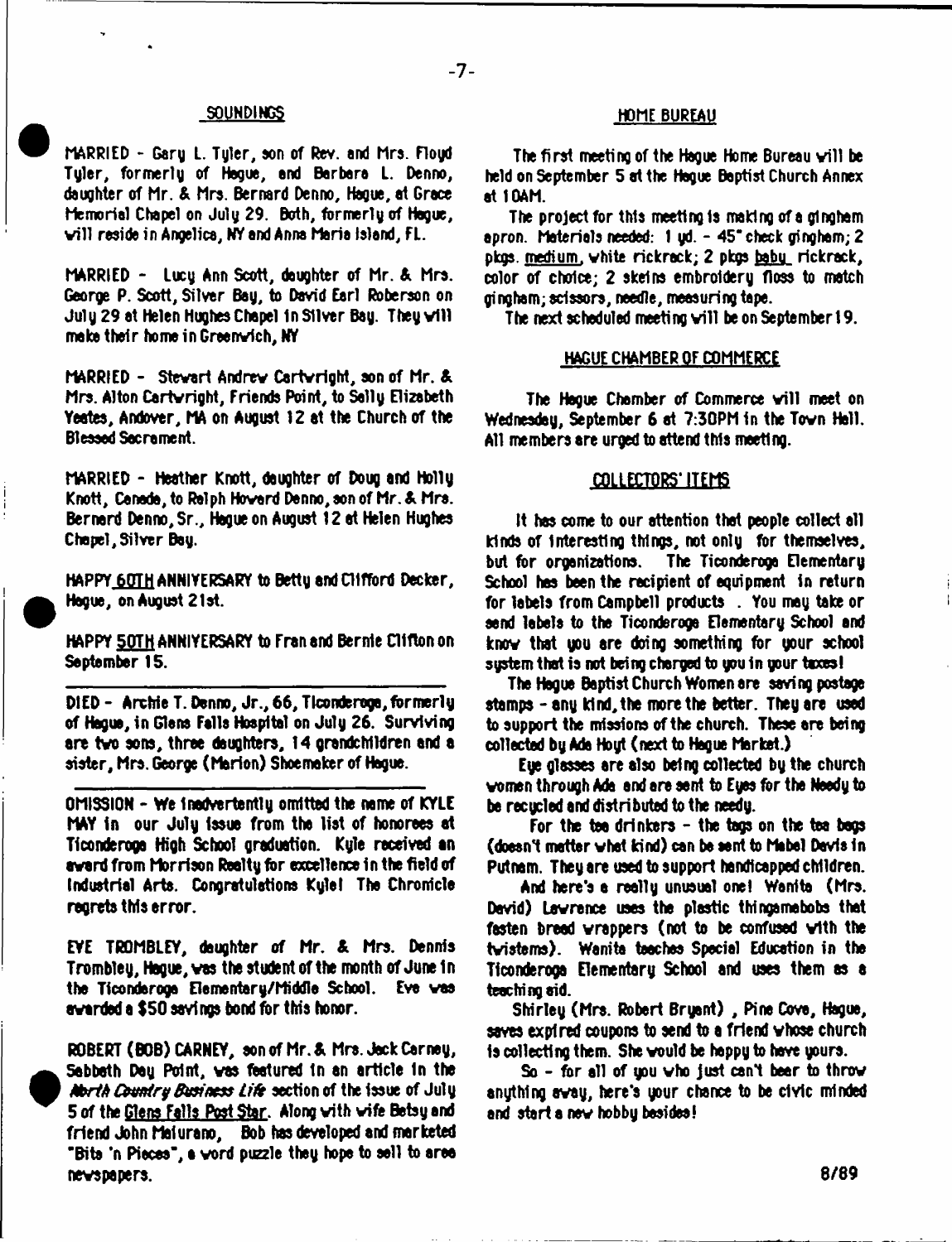## SOUNDINGS

MARRIED - Gary L. Tyler, son of Rev. and Mrs. Floyd Tyler, formerly of Hague, and Barbara L. Denno, daughter of Mr. & Mrs. Bernard Denno, Hague, at Grace Memorial Chapel on July 29. Both, formerly of Hague, will reside in Angelica, NY and Anna Maria Island, FL.

MARRIED - Lucy Ann Scott, daughter of Mr. & Mrs. George P. Scott, Silver Bay, to David Earl Roberson on July 29 at Helen Hughes Chapel in Silver Bay. They will make their home in Greenwich, NY

MARRIED - Stewart Andrew Cartwright, son of Mr. & Mrs. Alton Cartwright, Friends Point, to Sally Elizabeth Yeates, Andover, MA on August 12 at the Church of the Blessed Sacrament.

MARRIED - Heather Knott, daughter of Doug and Holly Knott, Canada, to Ralph Howard Denno, son of Mr. & Mrs. Bernard Denno, Sr., Hague on August 12 at Helen Hughes Chapel, Silver Bay.

HAPPY 60TH ANNIVERSARY to Betty and Clifford Decker, Hague, on August 21st.

HAPPY 50TH ANNIVERSARY to Fran and Bernie Clifton on September 15.

---

DIED - Archie T. Denno, Jr., 66, Ticonderoga, formerly of Hague, in Glens Falls Hospital on July 26. Surviving are two sons, three daughters, 14 grandchildren and a sister, Mrs. George (Marion) Shoemaker of Hague.

---

OMISSION - We inadvertently omitted the name of KYLE MAY in our July issue from the list of honorees at Ticonderoga High School graduation. Kyle received an award from Morrison Realty for excellence in the field of Industrial Arts. Congratulations Kyle! The Chronicle regrets this error.

EVE TROMBLEY, daughter of Mr. & Mrs. Dennis Trombley, Hague, was the student of the month of June in the Ticonderoga Elementary/Middle School. Eve was awarded a $50 savings bond for this honor.

ROBERT (BOB) CARNEY, son of Mr. & Mrs. Jack Carney, Sabbath Day Point, was featured in an article in the *North Country Business Life* section of the issue of July 5 of the Glens Falls Post Star. Along with wife Betsy and friend John Maiurano, Bob has developed and marketed "Bits 'n Pieces", a word puzzle they hope to sell to area newspapers.

## HOME BUREAU

The first meeting of the Hague Home Bureau will be held on September 5 at the Hague Baptist Church Annex at 10AM.

The project for this meeting is making of a gingham apron. Materials needed: 1 yd. - 45" check gingham; 2 pkgs. medium, white rickrack; 2 pkgs baby rickrack, color of choice; 2 skeins embroidery floss to match gingham; scissors, needle, measuring tape.

The next scheduled meeting will be on September 19.

## HAGUE CHAMBER OF COMMERCE

The Hague Chamber of Commerce will meet on Wednesday, September 6 at 7:30PM in the Town Hall. All members are urged to attend this meeting.

## COLLECTORS' ITEMS

It has come to our attention that people collect all kinds of interesting things, not only for themselves, but for organizations. The Ticonderoga Elementary School has been the recipient of equipment in return for labels from Campbell products. You may take or send labels to the Ticonderoga Elementary School and know that you are doing something for your school system that is not being charged to you in your taxes!

The Hague Baptist Church Women are saving postage stamps - any kind, the more the better. They are used to support the missions of the church. These are being collected by Ada Hoyt (next to Hague Market.)

Eye glasses are also being collected by the church women through Ada and are sent to Eyes for the Needy to be recycled and distributed to the needy.

For the tea drinkers - the tags on the tea bags (doesn't matter what kind) can be sent to Mabel Davis in Putnam. They are used to support handicapped children.

And here's a really unusual one! Wanita (Mrs. David) Lawrence uses the plastic thingamabobs that fasten bread wrappers (not to be confused with the twistems). Wanita teaches Special Education in the Ticonderoga Elementary School and uses them as a teaching aid.

Shirley (Mrs. Robert Bryant), Pine Cove, Hague, saves expired coupons to send to a friend whose church is collecting them. She would be happy to have yours.

So - for all of you who just can't bear to throw anything away, here's your chance to be civic minded and start a new hobby besides!

8/89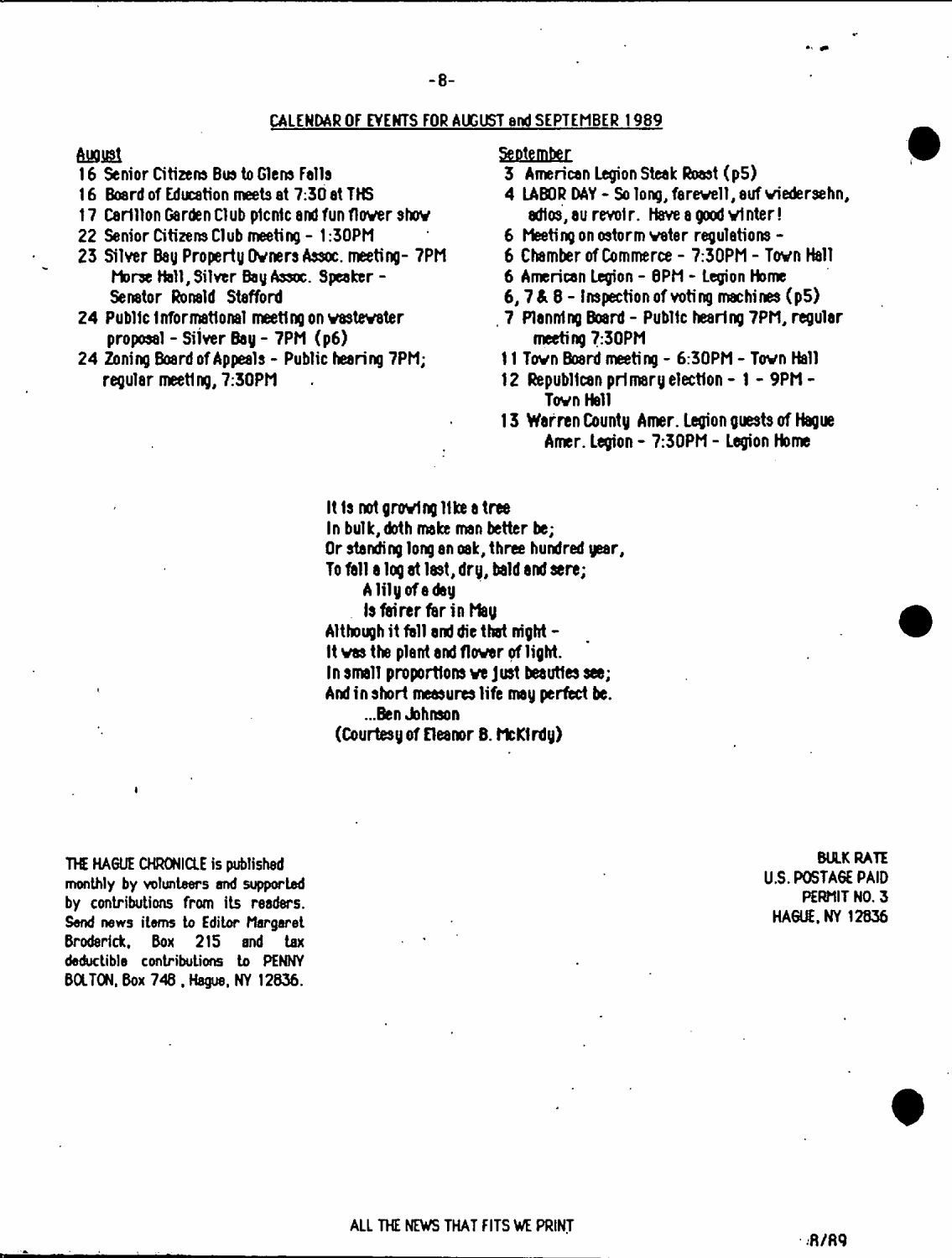## CALENDAR OF EVENTS FOR AUGUST and SEPTEMBER 1989

### August

- 16 Senior Citizens Bus to Glens Falls
- 16 Board of Education meets at 7:30 at THS
- 17 Carillon Garden Club picnic and fun flower show
- 22 Senior Citizens Club meeting - 1:30PM
- 23 Silver Bay Property Owners Assoc. meeting- 7PM Morse Hall, Silver Bay Assoc. Speaker - Senator Ronald Stafford
- 24 Public informational meeting on wastewater proposal - Silver Bay - 7PM (p6)
- 24 Zoning Board of Appeals - Public hearing 7PM; regular meeting, 7:30PM

### September

- 3 American Legion Steak Roast (p5)
- 4 LABOR DAY - So long, farewell, auf wiedersehn, adios, au revoir. Have a good winter!
- 6 Meeting on ostorm water regulations -
- 6 Chamber of Commerce - 7:30PM - Town Hall
- 6 American Legion - 8PM - Legion Home
- 6, 7 & 8 - Inspection of voting machines (p5)
- 7 Planning Board - Public hearing 7PM, regular meeting 7:30PM
- 11 Town Board meeting - 6:30PM - Town Hall
- 12 Republican primary election - 1 - 9PM - Town Hall
- 13 Warren County Amer. Legion guests of Hague Amer. Legion - 7:30PM - Legion Home

It is not growing like a tree
In bulk, doth make man better be;
Or standing long an oak, three hundred year,
To fall a log at last, dry, bald and sere;
  A lily of a day
  Is fairer far in May
Although it fall and die that night -
It was the plant and flower of light.
In small proportions we just beauties see;
And in short measures life may perfect be.
  ...Ben Johnson
  (Courtesy of Eleanor B. McKirdy)

THE HAGUE CHRONICLE is published monthly by volunteers and supported by contributions from its readers. Send news items to Editor Margaret Broderick, Box 215 and tax deductible contributions to PENNY BOLTON, Box 748, Hague, NY 12836.

BULK RATE
U.S. POSTAGE PAID
PERMIT NO. 3
HAGUE, NY 12836

ALL THE NEWS THAT FITS WE PRINT

8/89